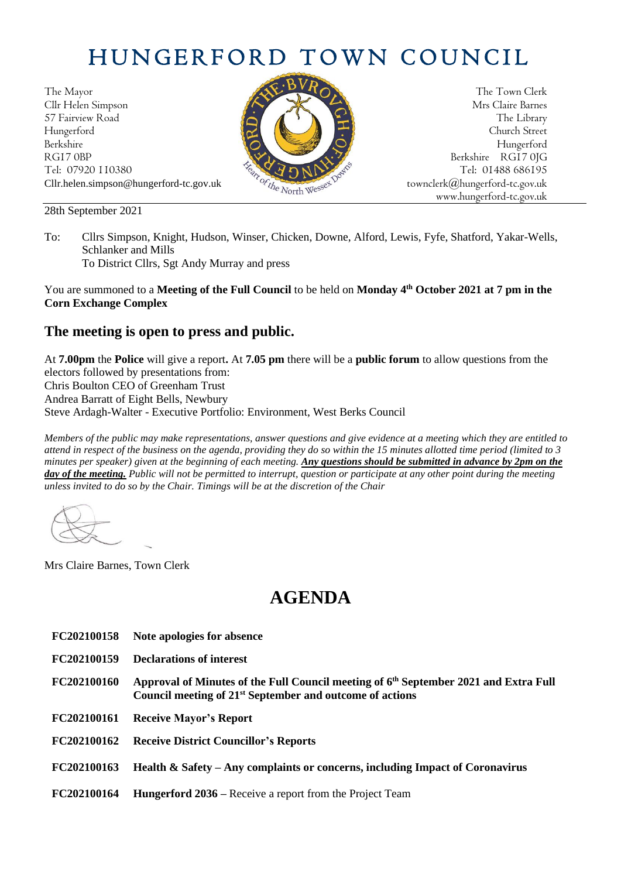# HUNGERFORD TOWN COUNCIL

The Mayor
Cllr Helen Simpson
57 Fairview Road
Hungerford
Berkshire
RG17 0BP
Tel: 07920 110380
Cllr.helen.simpson@hungerford-tc.gov.uk

The Town Clerk
Mrs Claire Barnes
The Library
Church Street
Hungerford
Berkshire RG17 0JG
Tel: 01488 686195
townclerk@hungerford-tc.gov.uk
www.hungerford-tc.gov.uk

28th September 2021

To: Cllrs Simpson, Knight, Hudson, Winser, Chicken, Downe, Alford, Lewis, Fyfe, Shatford, Yakar-Wells, Schlanker and Mills
To District Cllrs, Sgt Andy Murray and press

You are summoned to a **Meeting of the Full Council** to be held on **Monday 4th October 2021 at 7 pm in the Corn Exchange Complex**

## The meeting is open to press and public.

At **7.00pm** the **Police** will give a report**.** At **7.05 pm** there will be a **public forum** to allow questions from the electors followed by presentations from:
Chris Boulton CEO of Greenham Trust
Andrea Barratt of Eight Bells, Newbury
Steve Ardagh-Walter - Executive Portfolio: Environment, West Berks Council

*Members of the public may make representations, answer questions and give evidence at a meeting which they are entitled to attend in respect of the business on the agenda, providing they do so within the 15 minutes allotted time period (limited to 3 minutes per speaker) given at the beginning of each meeting.* ***Any questions should be submitted in advance by 2pm on the day of the meeting.*** *Public will not be permitted to interrupt, question or participate at any other point during the meeting unless invited to do so by the Chair. Timings will be at the discretion of the Chair*

Mrs Claire Barnes, Town Clerk

# AGENDA

| | |
|---|---|
| **FC202100158** | **Note apologies for absence** |
| **FC202100159** | **Declarations of interest** |
| **FC202100160** | **Approval of Minutes of the Full Council meeting of 6th September 2021 and Extra Full Council meeting of 21st September and outcome of actions** |
| **FC202100161** | **Receive Mayor's Report** |
| **FC202100162** | **Receive District Councillor's Reports** |
| **FC202100163** | **Health & Safety – Any complaints or concerns, including Impact of Coronavirus** |
| **FC202100164** | **Hungerford 2036** – Receive a report from the Project Team |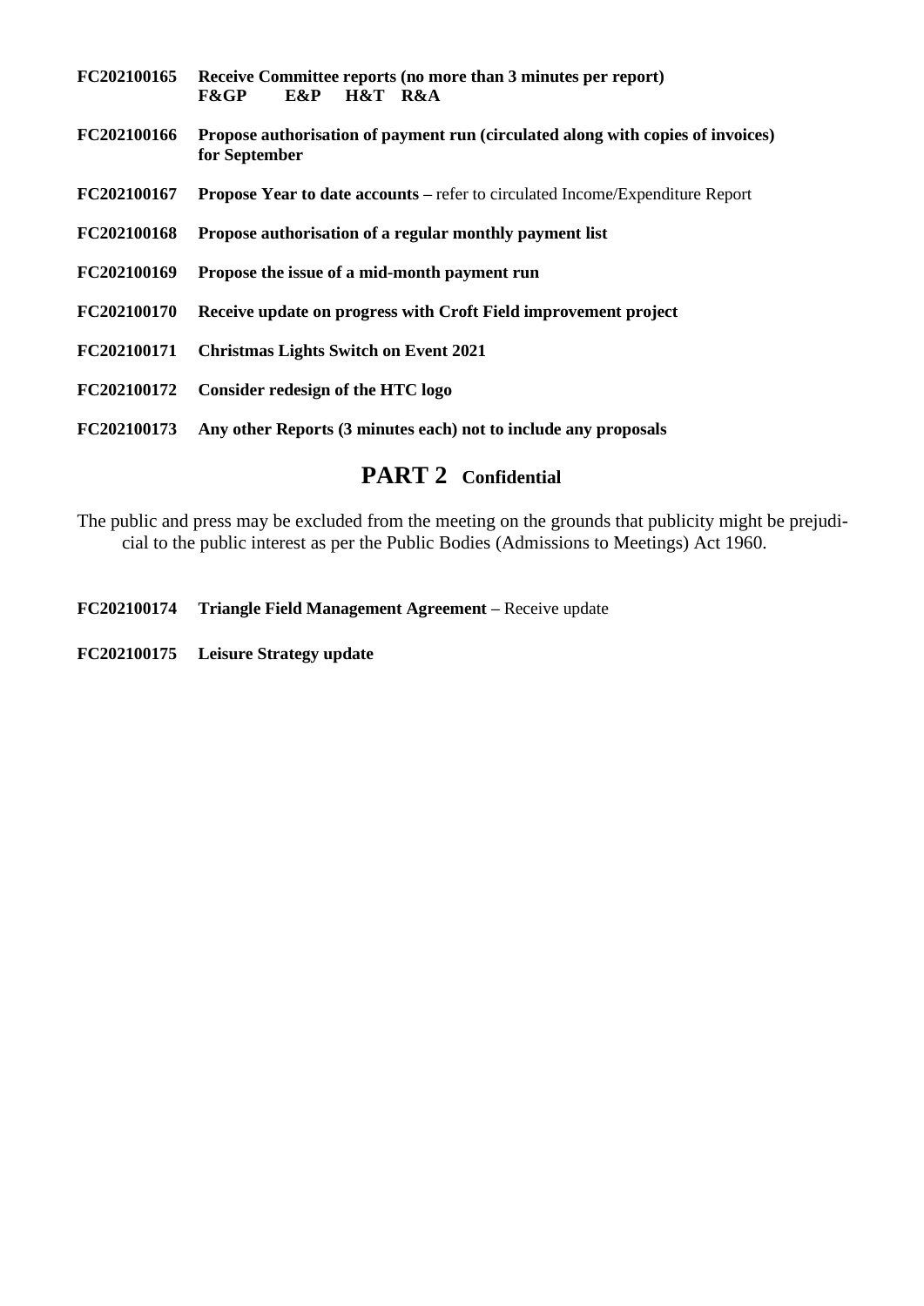**FC202100165** **Receive Committee reports (no more than 3 minutes per report)**
**F&GP E&P H&T R&A**

**FC202100166** **Propose authorisation of payment run (circulated along with copies of invoices) for September**

**FC202100167** **Propose Year to date accounts –** refer to circulated Income/Expenditure Report

**FC202100168** **Propose authorisation of a regular monthly payment list**

**FC202100169** **Propose the issue of a mid-month payment run**

**FC202100170** **Receive update on progress with Croft Field improvement project**

**FC202100171** **Christmas Lights Switch on Event 2021**

**FC202100172** **Consider redesign of the HTC logo**

**FC202100173** **Any other Reports (3 minutes each) not to include any proposals**

## PART 2 Confidential

The public and press may be excluded from the meeting on the grounds that publicity might be prejudicial to the public interest as per the Public Bodies (Admissions to Meetings) Act 1960.

**FC202100174** **Triangle Field Management Agreement –** Receive update

**FC202100175** **Leisure Strategy update**